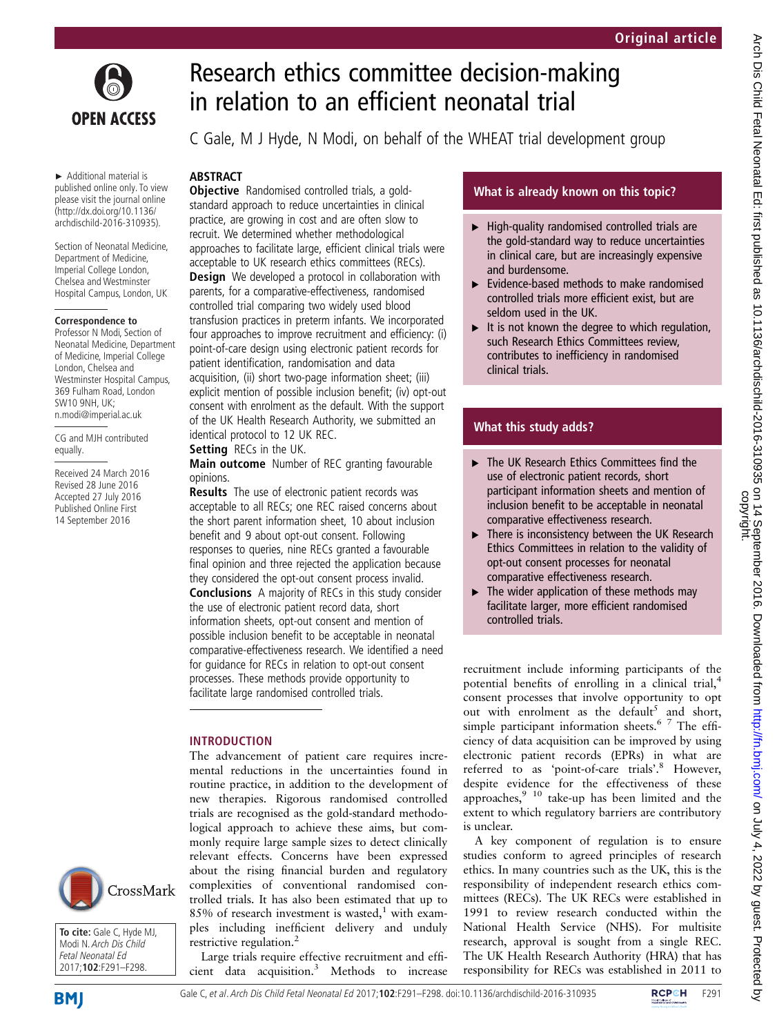Original article

# Research ethics committee decision-making in relation to an efficient neonatal trial

C Gale, M J Hyde, N Modi, on behalf of the WHEAT trial development group

► Additional material is published online only. To view please visit the journal online (http://dx.doi.org/10.1136/archdischild-2016-310935).

Section of Neonatal Medicine, Department of Medicine, Imperial College London, Chelsea and Westminster Hospital Campus, London, UK

**Correspondence to**
Professor N Modi, Section of Neonatal Medicine, Department of Medicine, Imperial College London, Chelsea and Westminster Hospital Campus, 369 Fulham Road, London SW10 9NH, UK; n.modi@imperial.ac.uk

CG and MJH contributed equally.

Received 24 March 2016
Revised 28 June 2016
Accepted 27 July 2016
Published Online First 14 September 2016

**To cite:** Gale C, Hyde MJ, Modi N. *Arch Dis Child Fetal Neonatal Ed* 2017;**102**:F291–F298.

## ABSTRACT

**Objective** Randomised controlled trials, a gold-standard approach to reduce uncertainties in clinical practice, are growing in cost and are often slow to recruit. We determined whether methodological approaches to facilitate large, efficient clinical trials were acceptable to UK research ethics committees (RECs).

**Design** We developed a protocol in collaboration with parents, for a comparative-effectiveness, randomised controlled trial comparing two widely used blood transfusion practices in preterm infants. We incorporated four approaches to improve recruitment and efficiency: (i) point-of-care design using electronic patient records for patient identification, randomisation and data acquisition, (ii) short two-page information sheet; (iii) explicit mention of possible inclusion benefit; (iv) opt-out consent with enrolment as the default. With the support of the UK Health Research Authority, we submitted an identical protocol to 12 UK REC.

**Setting** RECs in the UK.

**Main outcome** Number of REC granting favourable opinions.

**Results** The use of electronic patient records was acceptable to all RECs; one REC raised concerns about the short parent information sheet, 10 about inclusion benefit and 9 about opt-out consent. Following responses to queries, nine RECs granted a favourable final opinion and three rejected the application because they considered the opt-out consent process invalid.

**Conclusions** A majority of RECs in this study consider the use of electronic patient record data, short information sheets, opt-out consent and mention of possible inclusion benefit to be acceptable in neonatal comparative-effectiveness research. We identified a need for guidance for RECs in relation to opt-out consent processes. These methods provide opportunity to facilitate large randomised controlled trials.

### What is already known on this topic?

- High-quality randomised controlled trials are the gold-standard way to reduce uncertainties in clinical care, but are increasingly expensive and burdensome.
- Evidence-based methods to make randomised controlled trials more efficient exist, but are seldom used in the UK.
- It is not known the degree to which regulation, such Research Ethics Committees review, contributes to inefficiency in randomised clinical trials.

### What this study adds?

- The UK Research Ethics Committees find the use of electronic patient records, short participant information sheets and mention of inclusion benefit to be acceptable in neonatal comparative effectiveness research.
- There is inconsistency between the UK Research Ethics Committees in relation to the validity of opt-out consent processes for neonatal comparative effectiveness research.
- The wider application of these methods may facilitate larger, more efficient randomised controlled trials.

## INTRODUCTION

The advancement of patient care requires incremental reductions in the uncertainties found in routine practice, in addition to the development of new therapies. Rigorous randomised controlled trials are recognised as the gold-standard methodological approach to achieve these aims, but commonly require large sample sizes to detect clinically relevant effects. Concerns have been expressed about the rising financial burden and regulatory complexities of conventional randomised controlled trials. It has also been estimated that up to 85% of research investment is wasted,[1] with examples including inefficient delivery and unduly restrictive regulation.[2]

Large trials require effective recruitment and efficient data acquisition.[3] Methods to increase recruitment include informing participants of the potential benefits of enrolling in a clinical trial,[4] consent processes that involve opportunity to opt out with enrolment as the default[5] and short, simple participant information sheets.[6 7] The efficiency of data acquisition can be improved by using electronic patient records (EPRs) in what are referred to as 'point-of-care trials'.[8] However, despite evidence for the effectiveness of these approaches,[9 10] take-up has been limited and the extent to which regulatory barriers are contributory is unclear.

A key component of regulation is to ensure studies conform to agreed principles of research ethics. In many countries such as the UK, this is the responsibility of independent research ethics committees (RECs). The UK RECs were established in 1991 to review research conducted within the National Health Service (NHS). For multisite research, approval is sought from a single REC. The UK Health Research Authority (HRA) that has responsibility for RECs was established in 2011 to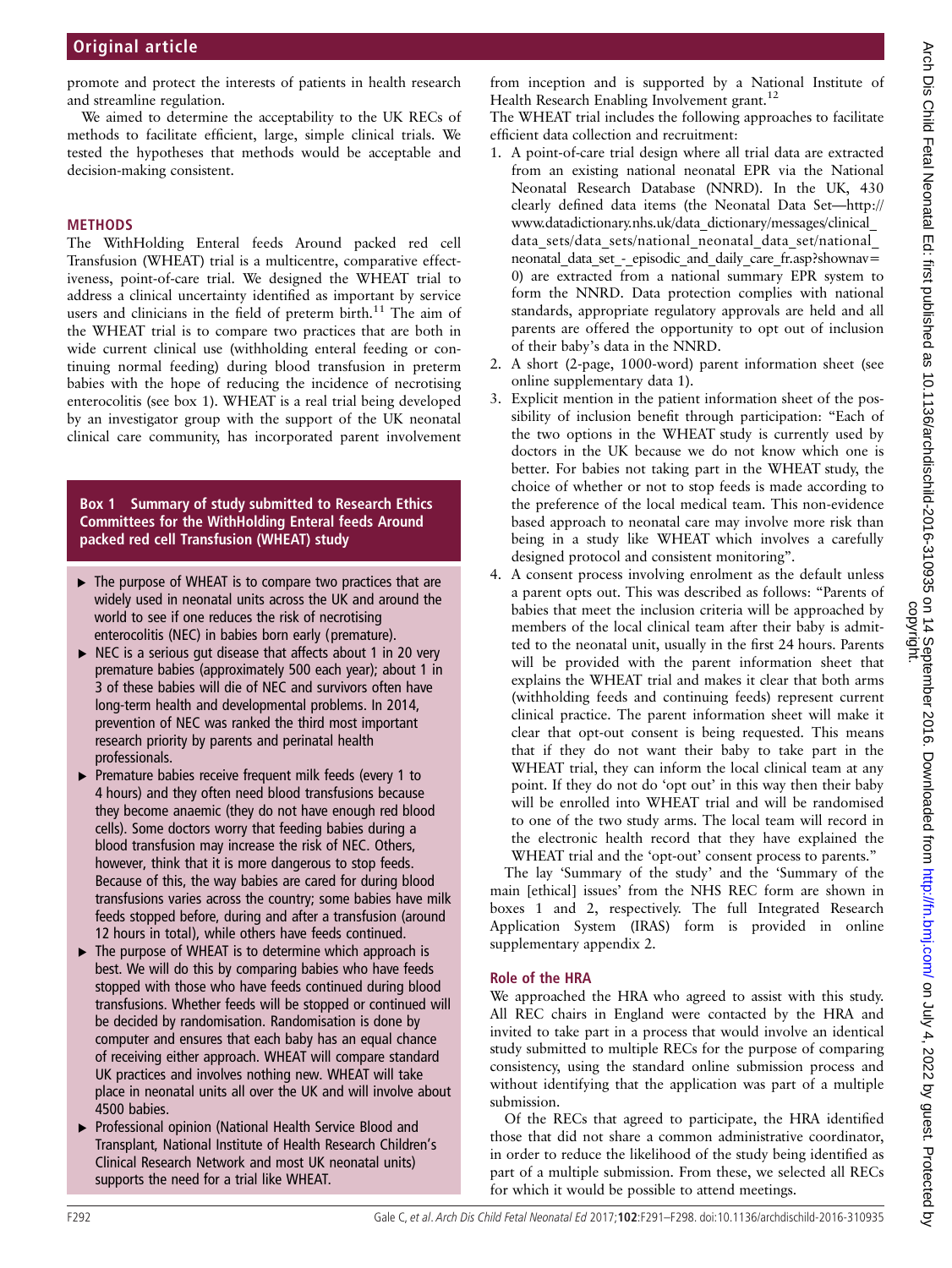promote and protect the interests of patients in health research and streamline regulation.

We aimed to determine the acceptability to the UK RECs of methods to facilitate efficient, large, simple clinical trials. We tested the hypotheses that methods would be acceptable and decision-making consistent.

## METHODS

The WithHolding Enteral feeds Around packed red cell Transfusion (WHEAT) trial is a multicentre, comparative effectiveness, point-of-care trial. We designed the WHEAT trial to address a clinical uncertainty identified as important by service users and clinicians in the field of preterm birth.[11] The aim of the WHEAT trial is to compare two practices that are both in wide current clinical use (withholding enteral feeding or continuing normal feeding) during blood transfusion in preterm babies with the hope of reducing the incidence of necrotising enterocolitis (see box 1). WHEAT is a real trial being developed by an investigator group with the support of the UK neonatal clinical care community, has incorporated parent involvement from inception and is supported by a National Institute of Health Research Enabling Involvement grant.[12]

**Box 1 Summary of study submitted to Research Ethics Committees for the WithHolding Enteral feeds Around packed red cell Transfusion (WHEAT) study**

- The purpose of WHEAT is to compare two practices that are widely used in neonatal units across the UK and around the world to see if one reduces the risk of necrotising enterocolitis (NEC) in babies born early (premature).
- NEC is a serious gut disease that affects about 1 in 20 very premature babies (approximately 500 each year); about 1 in 3 of these babies will die of NEC and survivors often have long-term health and developmental problems. In 2014, prevention of NEC was ranked the third most important research priority by parents and perinatal health professionals.
- Premature babies receive frequent milk feeds (every 1 to 4 hours) and they often need blood transfusions because they become anaemic (they do not have enough red blood cells). Some doctors worry that feeding babies during a blood transfusion may increase the risk of NEC. Others, however, think that it is more dangerous to stop feeds. Because of this, the way babies are cared for during blood transfusions varies across the country; some babies have milk feeds stopped before, during and after a transfusion (around 12 hours in total), while others have feeds continued.
- The purpose of WHEAT is to determine which approach is best. We will do this by comparing babies who have feeds stopped with those who have feeds continued during blood transfusions. Whether feeds will be stopped or continued will be decided by randomisation. Randomisation is done by computer and ensures that each baby has an equal chance of receiving either approach. WHEAT will compare standard UK practices and involves nothing new. WHEAT will take place in neonatal units all over the UK and will involve about 4500 babies.
- Professional opinion (National Health Service Blood and Transplant, National Institute of Health Research Children's Clinical Research Network and most UK neonatal units) supports the need for a trial like WHEAT.

The WHEAT trial includes the following approaches to facilitate efficient data collection and recruitment:

1. A point-of-care trial design where all trial data are extracted from an existing national neonatal EPR via the National Neonatal Research Database (NNRD). In the UK, 430 clearly defined data items (the Neonatal Data Set—http://www.datadictionary.nhs.uk/data_dictionary/messages/clinical_data_sets/data_sets/national_neonatal_data_set/national_neonatal_data_set_-_episodic_and_daily_care_fr.asp?shownav=0) are extracted from a national summary EPR system to form the NNRD. Data protection complies with national standards, appropriate regulatory approvals are held and all parents are offered the opportunity to opt out of inclusion of their baby's data in the NNRD.
2. A short (2-page, 1000-word) parent information sheet (see online supplementary data 1).
3. Explicit mention in the patient information sheet of the possibility of inclusion benefit through participation: "Each of the two options in the WHEAT study is currently used by doctors in the UK because we do not know which one is better. For babies not taking part in the WHEAT study, the choice of whether or not to stop feeds is made according to the preference of the local medical team. This non-evidence based approach to neonatal care may involve more risk than being in a study like WHEAT which involves a carefully designed protocol and consistent monitoring".
4. A consent process involving enrolment as the default unless a parent opts out. This was described as follows: "Parents of babies that meet the inclusion criteria will be approached by members of the local clinical team after their baby is admitted to the neonatal unit, usually in the first 24 hours. Parents will be provided with the parent information sheet that explains the WHEAT trial and makes it clear that both arms (withholding feeds and continuing feeds) represent current clinical practice. The parent information sheet will make it clear that opt-out consent is being requested. This means that if they do not want their baby to take part in the WHEAT trial, they can inform the local clinical team at any point. If they do not do 'opt out' in this way then their baby will be enrolled into WHEAT trial and will be randomised to one of the two study arms. The local team will record in the electronic health record that they have explained the WHEAT trial and the 'opt-out' consent process to parents."

The lay 'Summary of the study' and the 'Summary of the main [ethical] issues' from the NHS REC form are shown in boxes 1 and 2, respectively. The full Integrated Research Application System (IRAS) form is provided in online supplementary appendix 2.

### Role of the HRA

We approached the HRA who agreed to assist with this study. All REC chairs in England were contacted by the HRA and invited to take part in a process that would involve an identical study submitted to multiple RECs for the purpose of comparing consistency, using the standard online submission process and without identifying that the application was part of a multiple submission.

Of the RECs that agreed to participate, the HRA identified those that did not share a common administrative coordinator, in order to reduce the likelihood of the study being identified as part of a multiple submission. From these, we selected all RECs for which it would be possible to attend meetings.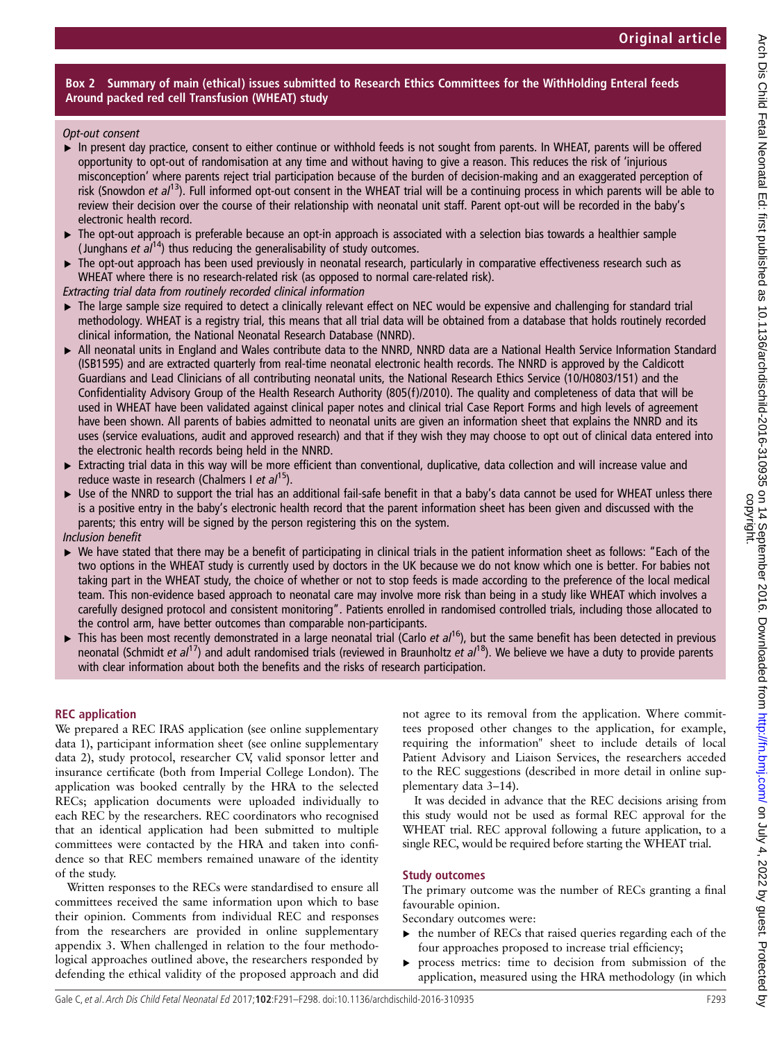**Box 2 Summary of main (ethical) issues submitted to Research Ethics Committees for the WithHolding Enteral feeds Around packed red cell Transfusion (WHEAT) study**

*Opt-out consent*

- In present day practice, consent to either continue or withhold feeds is not sought from parents. In WHEAT, parents will be offered opportunity to opt-out of randomisation at any time and without having to give a reason. This reduces the risk of 'injurious misconception' where parents reject trial participation because of the burden of decision-making and an exaggerated perception of risk (Snowdon *et al*[13]). Full informed opt-out consent in the WHEAT trial will be a continuing process in which parents will be able to review their decision over the course of their relationship with neonatal unit staff. Parent opt-out will be recorded in the baby's electronic health record.
- The opt-out approach is preferable because an opt-in approach is associated with a selection bias towards a healthier sample (Junghans *et al*[14]) thus reducing the generalisability of study outcomes.
- The opt-out approach has been used previously in neonatal research, particularly in comparative effectiveness research such as WHEAT where there is no research-related risk (as opposed to normal care-related risk).

*Extracting trial data from routinely recorded clinical information*

- The large sample size required to detect a clinically relevant effect on NEC would be expensive and challenging for standard trial methodology. WHEAT is a registry trial, this means that all trial data will be obtained from a database that holds routinely recorded clinical information, the National Neonatal Research Database (NNRD).
- All neonatal units in England and Wales contribute data to the NNRD, NNRD data are a National Health Service Information Standard (ISB1595) and are extracted quarterly from real-time neonatal electronic health records. The NNRD is approved by the Caldicott Guardians and Lead Clinicians of all contributing neonatal units, the National Research Ethics Service (10/H0803/151) and the Confidentiality Advisory Group of the Health Research Authority (805(f)/2010). The quality and completeness of data that will be used in WHEAT have been validated against clinical paper notes and clinical trial Case Report Forms and high levels of agreement have been shown. All parents of babies admitted to neonatal units are given an information sheet that explains the NNRD and its uses (service evaluations, audit and approved research) and that if they wish they may choose to opt out of clinical data entered into the electronic health records being held in the NNRD.
- Extracting trial data in this way will be more efficient than conventional, duplicative, data collection and will increase value and reduce waste in research (Chalmers I *et al*[15]).
- Use of the NNRD to support the trial has an additional fail-safe benefit in that a baby's data cannot be used for WHEAT unless there is a positive entry in the baby's electronic health record that the parent information sheet has been given and discussed with the parents; this entry will be signed by the person registering this on the system.

*Inclusion benefit*

- We have stated that there may be a benefit of participating in clinical trials in the patient information sheet as follows: "Each of the two options in the WHEAT study is currently used by doctors in the UK because we do not know which one is better. For babies not taking part in the WHEAT study, the choice of whether or not to stop feeds is made according to the preference of the local medical team. This non-evidence based approach to neonatal care may involve more risk than being in a study like WHEAT which involves a carefully designed protocol and consistent monitoring". Patients enrolled in randomised controlled trials, including those allocated to the control arm, have better outcomes than comparable non-participants.
- This has been most recently demonstrated in a large neonatal trial (Carlo *et al*[16]), but the same benefit has been detected in previous neonatal (Schmidt *et al*[17]) and adult randomised trials (reviewed in Braunholtz *et al*[18]). We believe we have a duty to provide parents with clear information about both the benefits and the risks of research participation.

## REC application

We prepared a REC IRAS application (see online supplementary data 1), participant information sheet (see online supplementary data 2), study protocol, researcher CV, valid sponsor letter and insurance certificate (both from Imperial College London). The application was booked centrally by the HRA to the selected RECs; application documents were uploaded individually to each REC by the researchers. REC coordinators who recognised that an identical application had been submitted to multiple committees were contacted by the HRA and taken into confidence so that REC members remained unaware of the identity of the study.

Written responses to the RECs were standardised to ensure all committees received the same information upon which to base their opinion. Comments from individual REC and responses from the researchers are provided in online supplementary appendix 3. When challenged in relation to the four methodological approaches outlined above, the researchers responded by defending the ethical validity of the proposed approach and did not agree to its removal from the application. Where committees proposed other changes to the application, for example, requiring the information" sheet to include details of local Patient Advisory and Liaison Services, the researchers acceded to the REC suggestions (described in more detail in online supplementary data 3–14).

It was decided in advance that the REC decisions arising from this study would not be used as formal REC approval for the WHEAT trial. REC approval following a future application, to a single REC, would be required before starting the WHEAT trial.

## Study outcomes

The primary outcome was the number of RECs granting a final favourable opinion.

Secondary outcomes were:

- the number of RECs that raised queries regarding each of the four approaches proposed to increase trial efficiency;
- process metrics: time to decision from submission of the application, measured using the HRA methodology (in which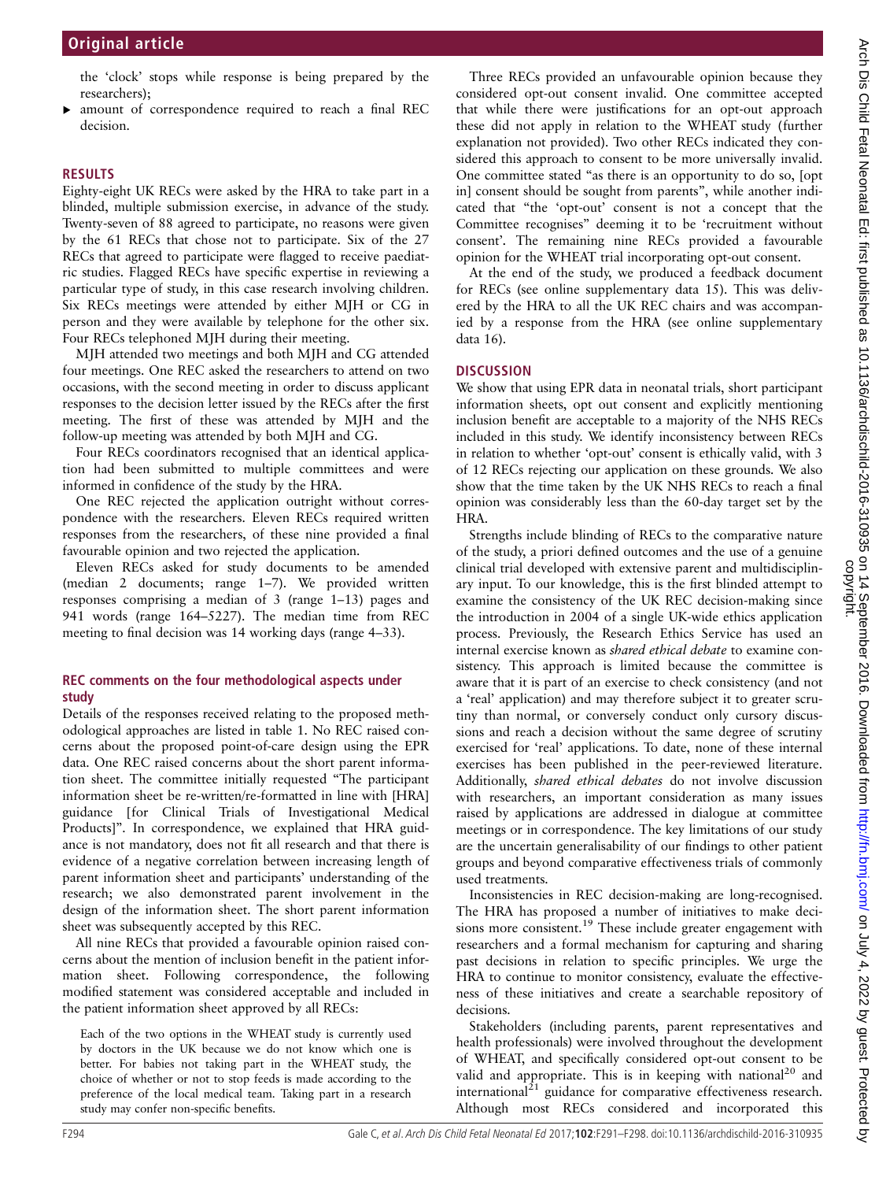the 'clock' stops while response is being prepared by the researchers);

- amount of correspondence required to reach a final REC decision.

## RESULTS

Eighty-eight UK RECs were asked by the HRA to take part in a blinded, multiple submission exercise, in advance of the study. Twenty-seven of 88 agreed to participate, no reasons were given by the 61 RECs that chose not to participate. Six of the 27 RECs that agreed to participate were flagged to receive paediatric studies. Flagged RECs have specific expertise in reviewing a particular type of study, in this case research involving children. Six RECs meetings were attended by either MJH or CG in person and they were available by telephone for the other six. Four RECs telephoned MJH during their meeting.

MJH attended two meetings and both MJH and CG attended four meetings. One REC asked the researchers to attend on two occasions, with the second meeting in order to discuss applicant responses to the decision letter issued by the RECs after the first meeting. The first of these was attended by MJH and the follow-up meeting was attended by both MJH and CG.

Four RECs coordinators recognised that an identical application had been submitted to multiple committees and were informed in confidence of the study by the HRA.

One REC rejected the application outright without correspondence with the researchers. Eleven RECs required written responses from the researchers, of these nine provided a final favourable opinion and two rejected the application.

Eleven RECs asked for study documents to be amended (median 2 documents; range 1–7). We provided written responses comprising a median of 3 (range 1–13) pages and 941 words (range 164–5227). The median time from REC meeting to final decision was 14 working days (range 4–33).

### REC comments on the four methodological aspects under study

Details of the responses received relating to the proposed methodological approaches are listed in table 1. No REC raised concerns about the proposed point-of-care design using the EPR data. One REC raised concerns about the short parent information sheet. The committee initially requested "The participant information sheet be re-written/re-formatted in line with [HRA] guidance [for Clinical Trials of Investigational Medical Products]". In correspondence, we explained that HRA guidance is not mandatory, does not fit all research and that there is evidence of a negative correlation between increasing length of parent information sheet and participants' understanding of the research; we also demonstrated parent involvement in the design of the information sheet. The short parent information sheet was subsequently accepted by this REC.

All nine RECs that provided a favourable opinion raised concerns about the mention of inclusion benefit in the patient information sheet. Following correspondence, the following modified statement was considered acceptable and included in the patient information sheet approved by all RECs:

> Each of the two options in the WHEAT study is currently used by doctors in the UK because we do not know which one is better. For babies not taking part in the WHEAT study, the choice of whether or not to stop feeds is made according to the preference of the local medical team. Taking part in a research study may confer non-specific benefits.

Three RECs provided an unfavourable opinion because they considered opt-out consent invalid. One committee accepted that while there were justifications for an opt-out approach these did not apply in relation to the WHEAT study (further explanation not provided). Two other RECs indicated they considered this approach to consent to be more universally invalid. One committee stated "as there is an opportunity to do so, [opt in] consent should be sought from parents", while another indicated that "the 'opt-out' consent is not a concept that the Committee recognises" deeming it to be 'recruitment without consent'. The remaining nine RECs provided a favourable opinion for the WHEAT trial incorporating opt-out consent.

At the end of the study, we produced a feedback document for RECs (see online supplementary data 15). This was delivered by the HRA to all the UK REC chairs and was accompanied by a response from the HRA (see online supplementary data 16).

## DISCUSSION

We show that using EPR data in neonatal trials, short participant information sheets, opt out consent and explicitly mentioning inclusion benefit are acceptable to a majority of the NHS RECs included in this study. We identify inconsistency between RECs in relation to whether 'opt-out' consent is ethically valid, with 3 of 12 RECs rejecting our application on these grounds. We also show that the time taken by the UK NHS RECs to reach a final opinion was considerably less than the 60-day target set by the HRA.

Strengths include blinding of RECs to the comparative nature of the study, a priori defined outcomes and the use of a genuine clinical trial developed with extensive parent and multidisciplinary input. To our knowledge, this is the first blinded attempt to examine the consistency of the UK REC decision-making since the introduction in 2004 of a single UK-wide ethics application process. Previously, the Research Ethics Service has used an internal exercise known as *shared ethical debate* to examine consistency. This approach is limited because the committee is aware that it is part of an exercise to check consistency (and not a 'real' application) and may therefore subject it to greater scrutiny than normal, or conversely conduct only cursory discussions and reach a decision without the same degree of scrutiny exercised for 'real' applications. To date, none of these internal exercises has been published in the peer-reviewed literature. Additionally, *shared ethical debates* do not involve discussion with researchers, an important consideration as many issues raised by applications are addressed in dialogue at committee meetings or in correspondence. The key limitations of our study are the uncertain generalisability of our findings to other patient groups and beyond comparative effectiveness trials of commonly used treatments.

Inconsistencies in REC decision-making are long-recognised. The HRA has proposed a number of initiatives to make decisions more consistent.[19] These include greater engagement with researchers and a formal mechanism for capturing and sharing past decisions in relation to specific principles. We urge the HRA to continue to monitor consistency, evaluate the effectiveness of these initiatives and create a searchable repository of decisions.

Stakeholders (including parents, parent representatives and health professionals) were involved throughout the development of WHEAT, and specifically considered opt-out consent to be valid and appropriate. This is in keeping with national[20] and international[21] guidance for comparative effectiveness research. Although most RECs considered and incorporated this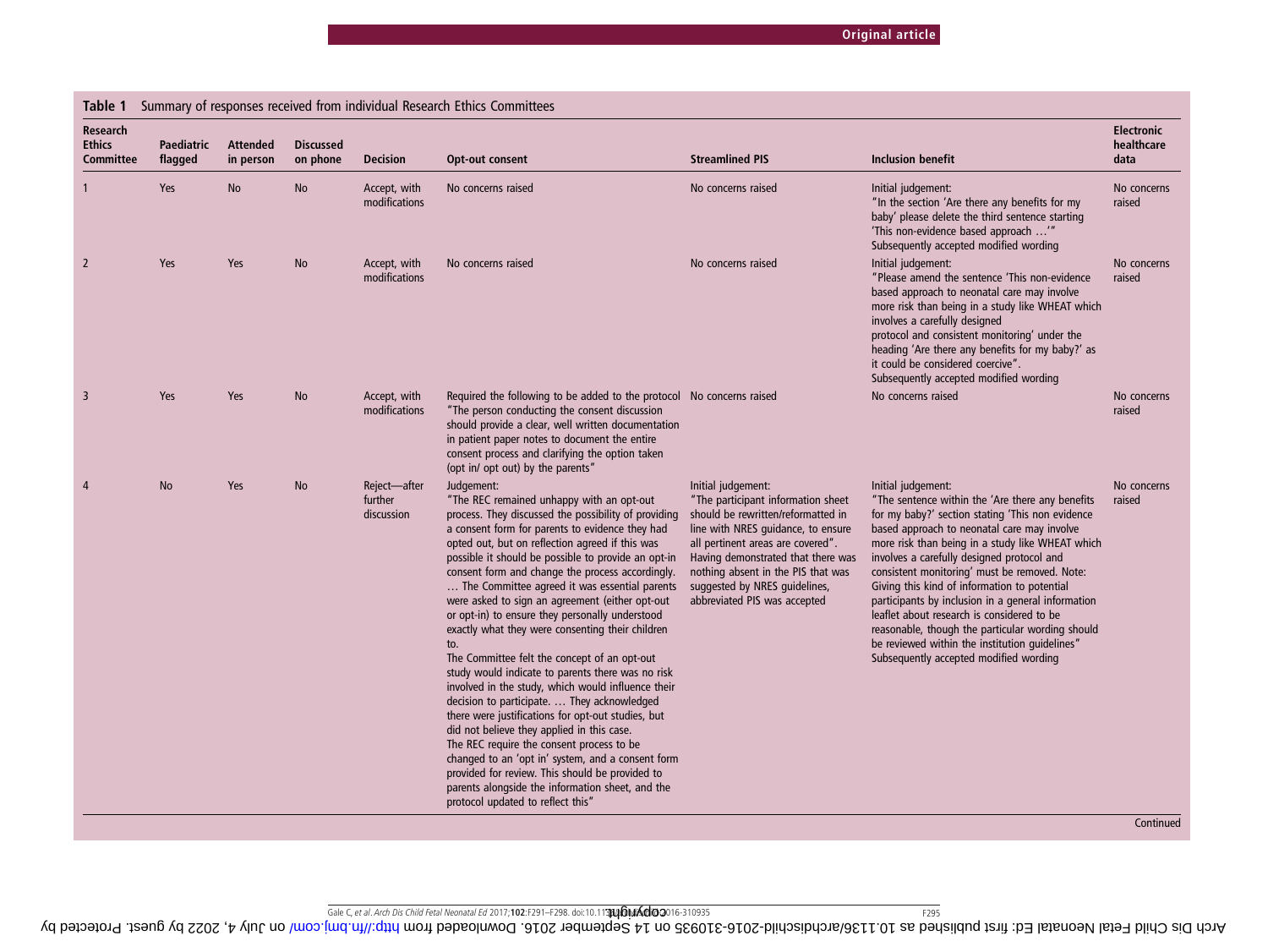**Table 1** Summary of responses received from individual Research Ethics Committees

| Research Ethics Committee | Paediatric flagged | Attended in person | Discussed on phone | Decision | Opt-out consent | Streamlined PIS | Inclusion benefit | Electronic healthcare data |
|---|---|---|---|---|---|---|---|---|
| 1 | Yes | No | No | Accept, with modifications | No concerns raised | No concerns raised | Initial judgement: "In the section 'Are there any benefits for my baby' please delete the third sentence starting 'This non-evidence based approach …'" Subsequently accepted modified wording | No concerns raised |
| 2 | Yes | Yes | No | Accept, with modifications | No concerns raised | No concerns raised | Initial judgement: "Please amend the sentence 'This non-evidence based approach to neonatal care may involve more risk than being in a study like WHEAT which involves a carefully designed protocol and consistent monitoring' under the heading 'Are there any benefits for my baby?' as it could be considered coercive". Subsequently accepted modified wording | No concerns raised |
| 3 | Yes | Yes | No | Accept, with modifications | Required the following to be added to the protocol "The person conducting the consent discussion should provide a clear, well written documentation in patient paper notes to document the entire consent process and clarifying the option taken (opt in/ opt out) by the parents" | No concerns raised | No concerns raised | No concerns raised |
| 4 | No | Yes | No | Reject—after further discussion | Judgement: "The REC remained unhappy with an opt-out process. They discussed the possibility of providing a consent form for parents to evidence they had opted out, but on reflection agreed if this was possible it should be possible to provide an opt-in consent form and change the process accordingly. … The Committee agreed it was essential parents were asked to sign an agreement (either opt-out or opt-in) to ensure they personally understood exactly what they were consenting their children to. The Committee felt the concept of an opt-out study would indicate to parents there was no risk involved in the study, which would influence their decision to participate. … They acknowledged there were justifications for opt-out studies, but did not believe they applied in this case. The REC require the consent process to be changed to an 'opt in' system, and a consent form provided for review. This should be provided to parents alongside the information sheet, and the protocol updated to reflect this" | Initial judgement: "The participant information sheet should be rewritten/reformatted in line with NRES guidance, to ensure all pertinent areas are covered". Having demonstrated that there was nothing absent in the PIS that was suggested by NRES guidelines, abbreviated PIS was accepted | Initial judgement: "The sentence within the 'Are there any benefits for my baby?' section stating 'This non evidence based approach to neonatal care may involve more risk than being in a study like WHEAT which involves a carefully designed protocol and consistent monitoring' must be removed. Note: Giving this kind of information to potential participants by inclusion in a general information leaflet about research is considered to be reasonable, though the particular wording should be reviewed within the institution guidelines" Subsequently accepted modified wording | No concerns raised |

Continued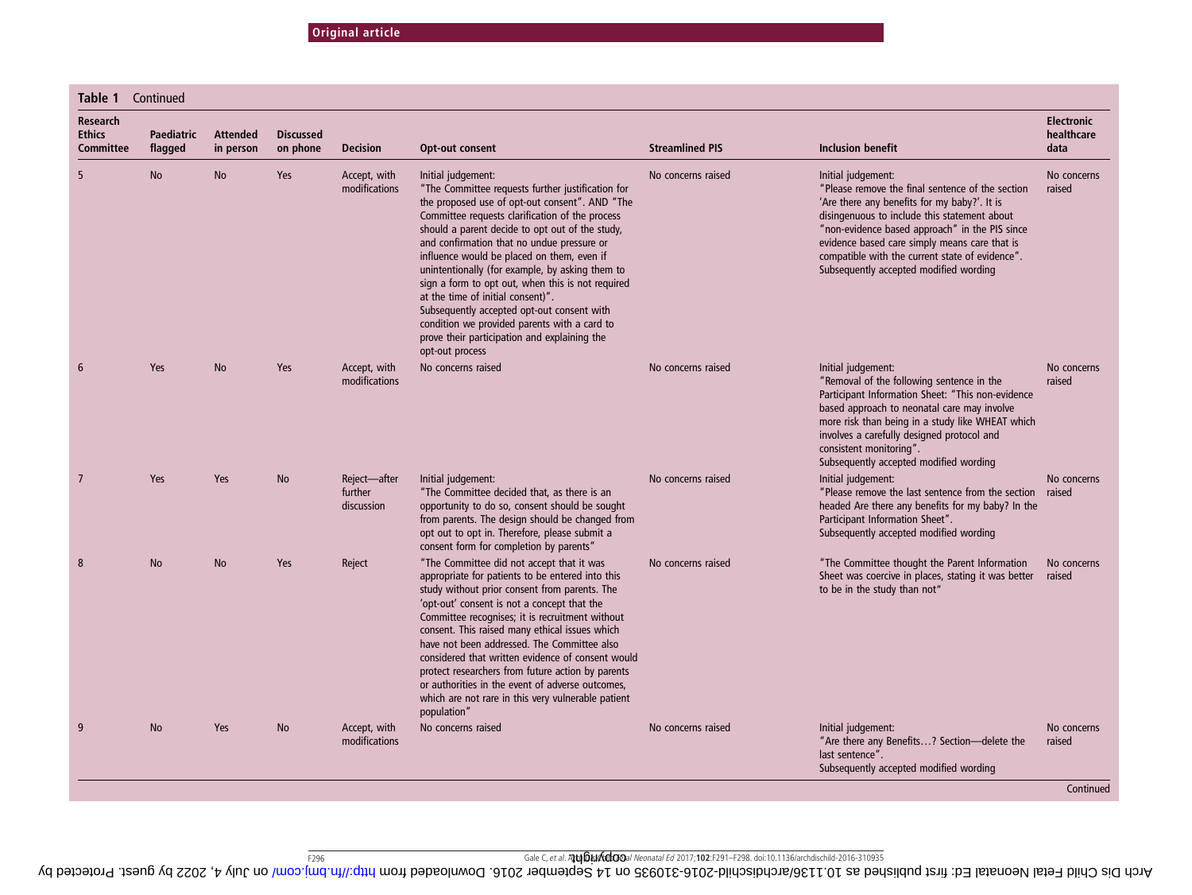**Table 1** Continued

| Research Ethics Committee | Paediatric flagged | Attended in person | Discussed on phone | Decision | Opt-out consent | Streamlined PIS | Inclusion benefit | Electronic healthcare data |
|---|---|---|---|---|---|---|---|---|
| 5 | No | No | Yes | Accept, with modifications | Initial judgement: "The Committee requests further justification for the proposed use of opt-out consent". AND "The Committee requests clarification of the process should a parent decide to opt out of the study, and confirmation that no undue pressure or influence would be placed on them, even if unintentionally (for example, by asking them to sign a form to opt out, when this is not required at the time of initial consent)". Subsequently accepted opt-out consent with condition we provided parents with a card to prove their participation and explaining the opt-out process | No concerns raised | Initial judgement: "Please remove the final sentence of the section 'Are there any benefits for my baby?'. It is disingenuous to include this statement about "non-evidence based approach" in the PIS since evidence based care simply means care that is compatible with the current state of evidence". Subsequently accepted modified wording | No concerns raised |
| 6 | Yes | No | Yes | Accept, with modifications | No concerns raised | No concerns raised | Initial judgement: "Removal of the following sentence in the Participant Information Sheet: "This non-evidence based approach to neonatal care may involve more risk than being in a study like WHEAT which involves a carefully designed protocol and consistent monitoring". Subsequently accepted modified wording | No concerns raised |
| 7 | Yes | Yes | No | Reject—after further discussion | Initial judgement: "The Committee decided that, as there is an opportunity to do so, consent should be sought from parents. The design should be changed from opt out to opt in. Therefore, please submit a consent form for completion by parents" | No concerns raised | Initial judgement: "Please remove the last sentence from the section headed Are there any benefits for my baby? In the Participant Information Sheet". Subsequently accepted modified wording | No concerns raised |
| 8 | No | No | Yes | Reject | "The Committee did not accept that it was appropriate for patients to be entered into this study without prior consent from parents. The 'opt-out' consent is not a concept that the Committee recognises; it is recruitment without consent. This raised many ethical issues which have not been addressed. The Committee also considered that written evidence of consent would protect researchers from future action by parents or authorities in the event of adverse outcomes, which are not rare in this very vulnerable patient population" | No concerns raised | "The Committee thought the Parent Information Sheet was coercive in places, stating it was better to be in the study than not" | No concerns raised |
| 9 | No | Yes | No | Accept, with modifications | No concerns raised | No concerns raised | Initial judgement: "Are there any Benefits…? Section—delete the last sentence". Subsequently accepted modified wording | No concerns raised |

Continued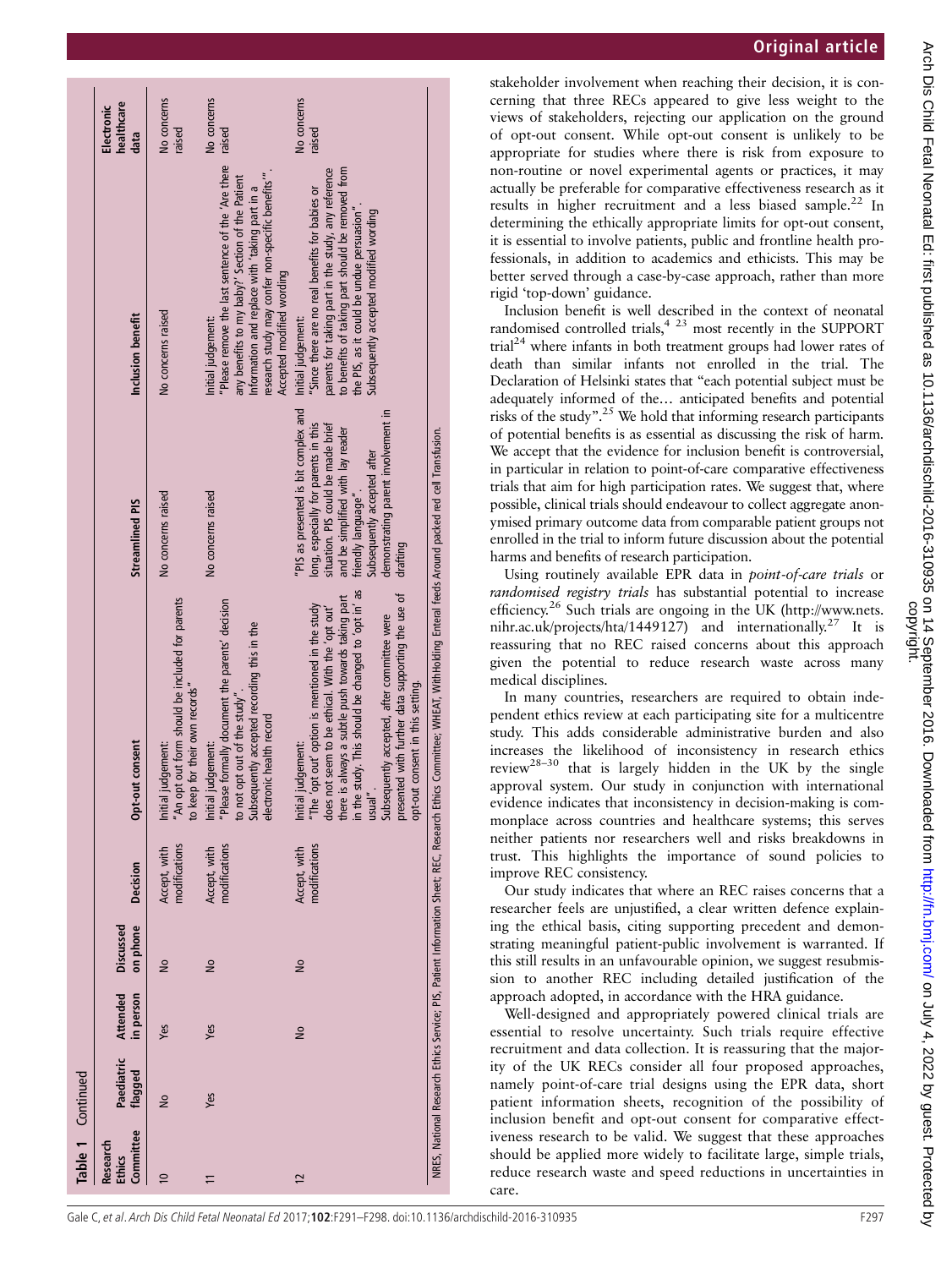Table 1 Continued

| Research Ethics Committee | Paediatric flagged | Attended in person | Discussed on phone | Decision | Opt-out consent | Streamlined PIS | Inclusion benefit | Electronic healthcare data |
|---|---|---|---|---|---|---|---|---|
| 10 | No | Yes | No | Accept, with modifications | Initial judgement: "An opt out form should be included for parents to keep for their own records" | No concerns raised | No concerns raised | No concerns raised |
| 11 | Yes | Yes | No | Accept, with modifications | Initial judgement: "Please formally document the parents' decision to not opt out of the study". Subsequently accepted recording this in the electronic health record | No concerns raised | Initial judgement: "Please remove the last sentence of the 'Are there any benefits to my baby?' Section of the Patient Information and replace with 'taking part in a research study may confer non-specific benefits'". Accepted modified wording | No concerns raised |
| 12 | No | No | No | Accept, with modifications | Initial judgement: "The 'opt out' option is mentioned in the study does not seem to be ethical. With the 'opt out' there is always a subtle push towards taking part in the study. This should be changed to 'opt in' as usual". Subsequently accepted, after committee were presented with further data supporting the use of opt-out consent in this setting. | "PIS as presented is bit complex and long, especially for parents in this situation. PIS could be made brief and be simplified with lay reader friendly language". Subsequently accepted after demonstrating parent involvement in drafting | Initial judgement: "Since there are no real benefits for babies or parents for taking part in the study, any reference to benefits of taking part should be removed from the PIS, as it could be undue persuasion". Subsequently accepted modified wording | No concerns raised |

NRES, National Research Ethics Service; PIS, Patient Information Sheet; REC, Research Ethics Committee; WHEAT, WithHolding Enteral feeds Around packed red cell Transfusion.

stakeholder involvement when reaching their decision, it is concerning that three RECs appeared to give less weight to the views of stakeholders, rejecting our application on the ground of opt-out consent. While opt-out consent is unlikely to be appropriate for studies where there is risk from exposure to non-routine or novel experimental agents or practices, it may actually be preferable for comparative effectiveness research as it results in higher recruitment and a less biased sample.[22] In determining the ethically appropriate limits for opt-out consent, it is essential to involve patients, public and frontline health professionals, in addition to academics and ethicists. This may be better served through a case-by-case approach, rather than more rigid 'top-down' guidance.

Inclusion benefit is well described in the context of neonatal randomised controlled trials,[4 23] most recently in the SUPPORT trial[24] where infants in both treatment groups had lower rates of death than similar infants not enrolled in the trial. The Declaration of Helsinki states that "each potential subject must be adequately informed of the… anticipated benefits and potential risks of the study".[25] We hold that informing research participants of potential benefits is as essential as discussing the risk of harm. We accept that the evidence for inclusion benefit is controversial, in particular in relation to point-of-care comparative effectiveness trials that aim for high participation rates. We suggest that, where possible, clinical trials should endeavour to collect aggregate anonymised primary outcome data from comparable patient groups not enrolled in the trial to inform future discussion about the potential harms and benefits of research participation.

Using routinely available EPR data in *point-of-care trials* or *randomised registry trials* has substantial potential to increase efficiency.[26] Such trials are ongoing in the UK (http://www.nets.nihr.ac.uk/projects/hta/1449127) and internationally.[27] It is reassuring that no REC raised concerns about this approach given the potential to reduce research waste across many medical disciplines.

In many countries, researchers are required to obtain independent ethics review at each participating site for a multicentre study. This adds considerable administrative burden and also increases the likelihood of inconsistency in research ethics review[28–30] that is largely hidden in the UK by the single approval system. Our study in conjunction with international evidence indicates that inconsistency in decision-making is commonplace across countries and healthcare systems; this serves neither patients nor researchers well and risks breakdowns in trust. This highlights the importance of sound policies to improve REC consistency.

Our study indicates that where an REC raises concerns that a researcher feels are unjustified, a clear written defence explaining the ethical basis, citing supporting precedent and demonstrating meaningful patient-public involvement is warranted. If this still results in an unfavourable opinion, we suggest resubmission to another REC including detailed justification of the approach adopted, in accordance with the HRA guidance.

Well-designed and appropriately powered clinical trials are essential to resolve uncertainty. Such trials require effective recruitment and data collection. It is reassuring that the majority of the UK RECs consider all four proposed approaches, namely point-of-care trial designs using the EPR data, short patient information sheets, recognition of the possibility of inclusion benefit and opt-out consent for comparative effectiveness research to be valid. We suggest that these approaches should be applied more widely to facilitate large, simple trials, reduce research waste and speed reductions in uncertainties in care.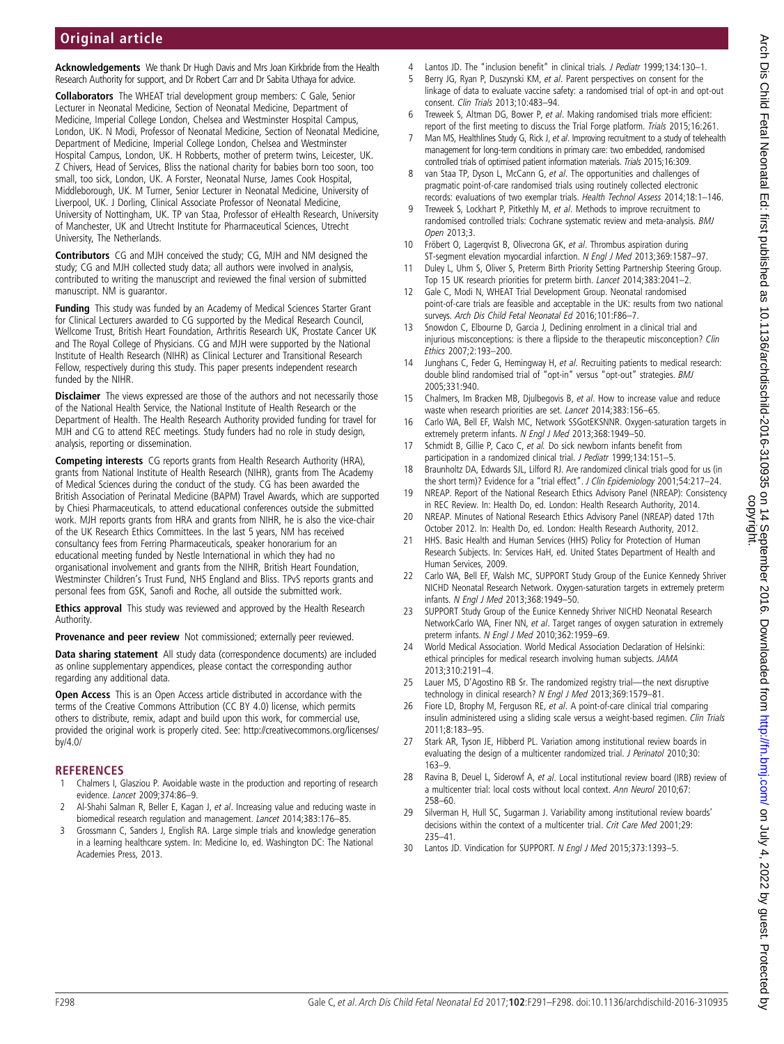**Acknowledgements** We thank Dr Hugh Davis and Mrs Joan Kirkbride from the Health Research Authority for support, and Dr Robert Carr and Dr Sabita Uthaya for advice.

**Collaborators** The WHEAT trial development group members: C Gale, Senior Lecturer in Neonatal Medicine, Section of Neonatal Medicine, Department of Medicine, Imperial College London, Chelsea and Westminster Hospital Campus, London, UK. N Modi, Professor of Neonatal Medicine, Section of Neonatal Medicine, Department of Medicine, Imperial College London, Chelsea and Westminster Hospital Campus, London, UK. H Robberts, mother of preterm twins, Leicester, UK. Z Chivers, Head of Services, Bliss the national charity for babies born too soon, too small, too sick, London, UK. A Forster, Neonatal Nurse, James Cook Hospital, Middleborough, UK. M Turner, Senior Lecturer in Neonatal Medicine, University of Liverpool, UK. J Dorling, Clinical Associate Professor of Neonatal Medicine, University of Nottingham, UK. TP van Staa, Professor of eHealth Research, University of Manchester, UK and Utrecht Institute for Pharmaceutical Sciences, Utrecht University, The Netherlands.

**Contributors** CG and MJH conceived the study; CG, MJH and NM designed the study; CG and MJH collected study data; all authors were involved in analysis, contributed to writing the manuscript and reviewed the final version of submitted manuscript. NM is guarantor.

**Funding** This study was funded by an Academy of Medical Sciences Starter Grant for Clinical Lecturers awarded to CG supported by the Medical Research Council, Wellcome Trust, British Heart Foundation, Arthritis Research UK, Prostate Cancer UK and The Royal College of Physicians. CG and MJH were supported by the National Institute of Health Research (NIHR) as Clinical Lecturer and Transitional Research Fellow, respectively during this study. This paper presents independent research funded by the NIHR.

**Disclaimer** The views expressed are those of the authors and not necessarily those of the National Health Service, the National Institute of Health Research or the Department of Health. The Health Research Authority provided funding for travel for MJH and CG to attend REC meetings. Study funders had no role in study design, analysis, reporting or dissemination.

**Competing interests** CG reports grants from Health Research Authority (HRA), grants from National Institute of Health Research (NIHR), grants from The Academy of Medical Sciences during the conduct of the study. CG has been awarded the British Association of Perinatal Medicine (BAPM) Travel Awards, which are supported by Chiesi Pharmaceuticals, to attend educational conferences outside the submitted work. MJH reports grants from HRA and grants from NIHR, he is also the vice-chair of the UK Research Ethics Committees. In the last 5 years, NM has received consultancy fees from Ferring Pharmaceuticals, speaker honorarium for an educational meeting funded by Nestle International in which they had no organisational involvement and grants from the NIHR, British Heart Foundation, Westminster Children's Trust Fund, NHS England and Bliss. TPvS reports grants and personal fees from GSK, Sanofi and Roche, all outside the submitted work.

**Ethics approval** This study was reviewed and approved by the Health Research Authority.

**Provenance and peer review** Not commissioned; externally peer reviewed.

**Data sharing statement** All study data (correspondence documents) are included as online supplementary appendices, please contact the corresponding author regarding any additional data.

**Open Access** This is an Open Access article distributed in accordance with the terms of the Creative Commons Attribution (CC BY 4.0) license, which permits others to distribute, remix, adapt and build upon this work, for commercial use, provided the original work is properly cited. See: http://creativecommons.org/licenses/by/4.0/

## REFERENCES

1. Chalmers I, Glasziou P. Avoidable waste in the production and reporting of research evidence. *Lancet* 2009;374:86–9.
2. Al-Shahi Salman R, Beller E, Kagan J, *et al*. Increasing value and reducing waste in biomedical research regulation and management. *Lancet* 2014;383:176–85.
3. Grossmann C, Sanders J, English RA. Large simple trials and knowledge generation in a learning healthcare system. In: Medicine Io, ed. Washington DC: The National Academies Press, 2013.
4. Lantos JD. The "inclusion benefit" in clinical trials. *J Pediatr* 1999;134:130–1.
5. Berry JG, Ryan P, Duszynski KM, *et al*. Parent perspectives on consent for the linkage of data to evaluate vaccine safety: a randomised trial of opt-in and opt-out consent. *Clin Trials* 2013;10:483–94.
6. Treweek S, Altman DG, Bower P, *et al*. Making randomised trials more efficient: report of the first meeting to discuss the Trial Forge platform. *Trials* 2015;16:261.
7. Man MS, Healthlines Study G, Rick J, *et al*. Improving recruitment to a study of telehealth management for long-term conditions in primary care: two embedded, randomised controlled trials of optimised patient information materials. *Trials* 2015;16:309.
8. van Staa TP, Dyson L, McCann G, *et al*. The opportunities and challenges of pragmatic point-of-care randomised trials using routinely collected electronic records: evaluations of two exemplar trials. *Health Technol Assess* 2014;18:1–146.
9. Treweek S, Lockhart P, Pitkethly M, *et al*. Methods to improve recruitment to randomised controlled trials: Cochrane systematic review and meta-analysis. *BMJ Open* 2013;3.
10. Fröbert O, Lagerqvist B, Olivecrona GK, *et al*. Thrombus aspiration during ST-segment elevation myocardial infarction. *N Engl J Med* 2013;369:1587–97.
11. Duley L, Uhm S, Oliver S, Preterm Birth Priority Setting Partnership Steering Group. Top 15 UK research priorities for preterm birth. *Lancet* 2014;383:2041–2.
12. Gale C, Modi N, WHEAT Trial Development Group. Neonatal randomised point-of-care trials are feasible and acceptable in the UK: results from two national surveys. *Arch Dis Child Fetal Neonatal Ed* 2016;101:F86–7.
13. Snowdon C, Elbourne D, Garcia J, Declining enrolment in a clinical trial and injurious misconceptions: is there a flipside to the therapeutic misconception? *Clin Ethics* 2007;2:193–200.
14. Junghans C, Feder G, Hemingway H, *et al*. Recruiting patients to medical research: double blind randomised trial of "opt-in" versus "opt-out" strategies. *BMJ* 2005;331:940.
15. Chalmers, Im Bracken MB, Djulbegovis B, *et al*. How to increase value and reduce waste when research priorities are set. *Lancet* 2014;383:156–65.
16. Carlo WA, Bell EF, Walsh MC, Network SSGotEKSNNR. Oxygen-saturation targets in extremely preterm infants. *N Engl J Med* 2013;368:1949–50.
17. Schmidt B, Gillie P, Caco C, *et al*. Do sick newborn infants benefit from participation in a randomized clinical trial. *J Pediatr* 1999;134:151–5.
18. Braunholtz DA, Edwards SJL, Lilford RJ. Are randomized clinical trials good for us (in the short term)? Evidence for a "trial effect". *J Clin Epidemiology* 2001;54:217–24.
19. NREAP. Report of the National Research Ethics Advisory Panel (NREAP): Consistency in REC Review. In: Health Do, ed. London: Health Research Authority, 2014.
20. NREAP. Minutes of National Research Ethics Advisory Panel (NREAP) dated 17th October 2012. In: Health Do, ed. London: Health Research Authority, 2012.
21. HHS. Basic Health and Human Services (HHS) Policy for Protection of Human Research Subjects. In: Services HaH, ed. United States Department of Health and Human Services, 2009.
22. Carlo WA, Bell EF, Walsh MC, SUPPORT Study Group of the Eunice Kennedy Shriver NICHD Neonatal Research Network. Oxygen-saturation targets in extremely preterm infants. *N Engl J Med* 2013;368:1949–50.
23. SUPPORT Study Group of the Eunice Kennedy Shriver NICHD Neonatal Research NetworkCarlo WA, Finer NN, *et al*. Target ranges of oxygen saturation in extremely preterm infants. *N Engl J Med* 2010;362:1959–69.
24. World Medical Association. World Medical Association Declaration of Helsinki: ethical principles for medical research involving human subjects. *JAMA* 2013;310:2191–4.
25. Lauer MS, D'Agostino RB Sr. The randomized registry trial—the next disruptive technology in clinical research? *N Engl J Med* 2013;369:1579–81.
26. Fiore LD, Brophy M, Ferguson RE, *et al*. A point-of-care clinical trial comparing insulin administered using a sliding scale versus a weight-based regimen. *Clin Trials* 2011;8:183–95.
27. Stark AR, Tyson JE, Hibberd PL. Variation among institutional review boards in evaluating the design of a multicenter randomized trial. *J Perinatol* 2010;30:163–9.
28. Ravina B, Deuel L, Siderowf A, *et al*. Local institutional review board (IRB) review of a multicenter trial: local costs without local context. *Ann Neurol* 2010;67:258–60.
29. Silverman H, Hull SC, Sugarman J. Variability among institutional review boards' decisions within the context of a multicenter trial. *Crit Care Med* 2001;29:235–41.
30. Lantos JD. Vindication for SUPPORT. *N Engl J Med* 2015;373:1393–5.